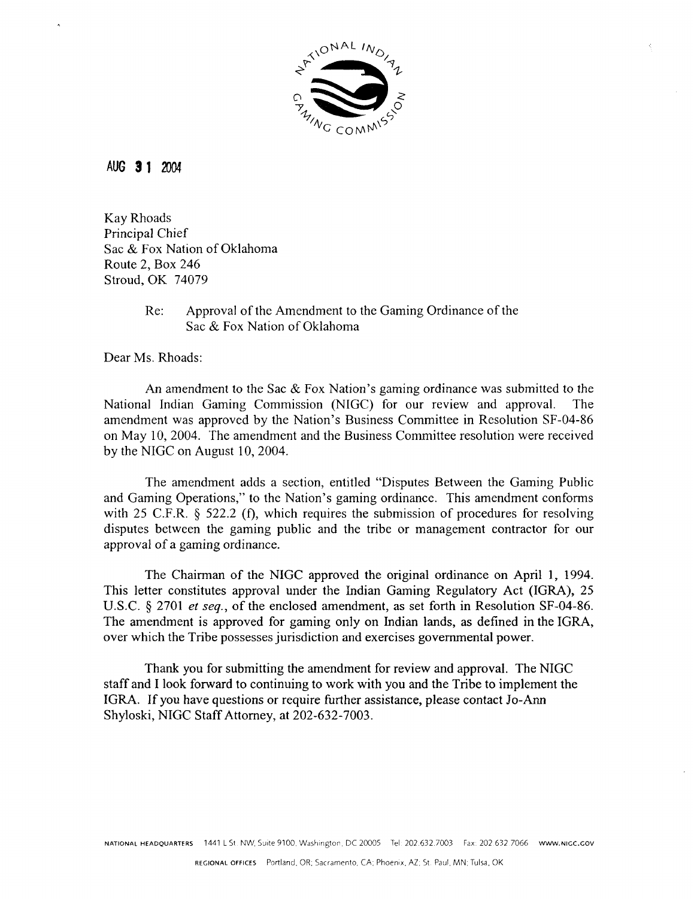AUG 31 2004

Kay Rhoads
Principal Chief
Sac & Fox Nation of Oklahoma
Route 2, Box 246
Stroud, OK 74079

Re: Approval of the Amendment to the Gaming Ordinance of the Sac & Fox Nation of Oklahoma

Dear Ms. Rhoads:

An amendment to the Sac & Fox Nation's gaming ordinance was submitted to the National Indian Gaming Commission (NIGC) for our review and approval. The amendment was approved by the Nation's Business Committee in Resolution SF-04-86 on May 10, 2004. The amendment and the Business Committee resolution were received by the NIGC on August 10, 2004.

The amendment adds a section, entitled "Disputes Between the Gaming Public and Gaming Operations," to the Nation's gaming ordinance. This amendment conforms with 25 C.F.R. § 522.2 (f), which requires the submission of procedures for resolving disputes between the gaming public and the tribe or management contractor for our approval of a gaming ordinance.

The Chairman of the NIGC approved the original ordinance on April 1, 1994. This letter constitutes approval under the Indian Gaming Regulatory Act (IGRA), 25 U.S.C. § 2701 *et seq.*, of the enclosed amendment, as set forth in Resolution SF-04-86. The amendment is approved for gaming only on Indian lands, as defined in the IGRA, over which the Tribe possesses jurisdiction and exercises governmental power.

Thank you for submitting the amendment for review and approval. The NIGC staff and I look forward to continuing to work with you and the Tribe to implement the IGRA. If you have questions or require further assistance, please contact Jo-Ann Shyloski, NIGC Staff Attorney, at 202-632-7003.

NATIONAL HEADQUARTERS 1441 L St. NW, Suite 9100, Washington, DC 20005 Tel: 202.632.7003 Fax: 202.632.7066 WWW.NIGC.GOV

REGIONAL OFFICES Portland, OR; Sacramento, CA; Phoenix, AZ; St. Paul, MN; Tulsa, OK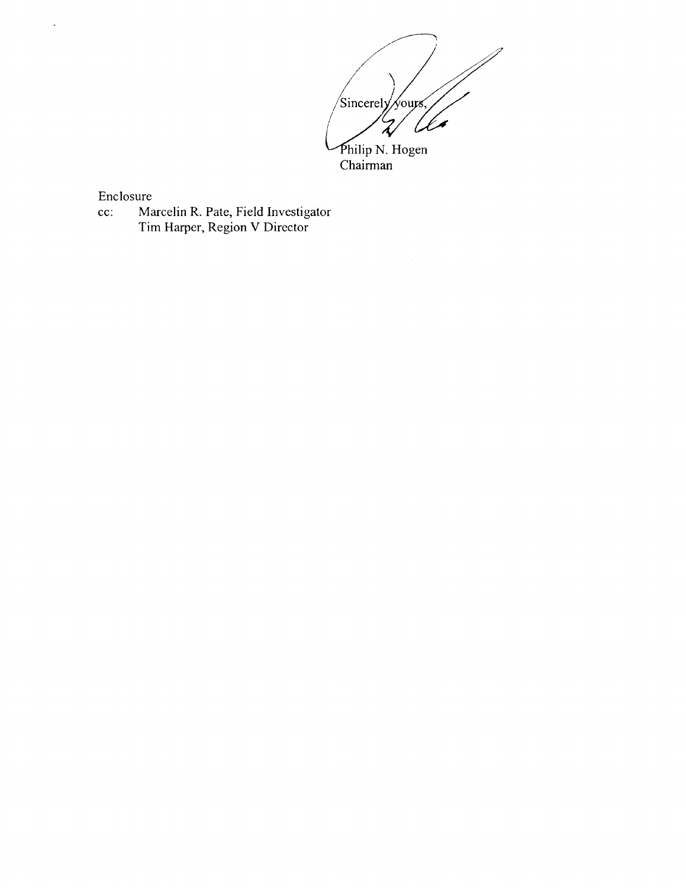Sincerely yours,

Philip N. Hogen
Chairman

Enclosure

cc: Marcelin R. Pate, Field Investigator
Tim Harper, Region V Director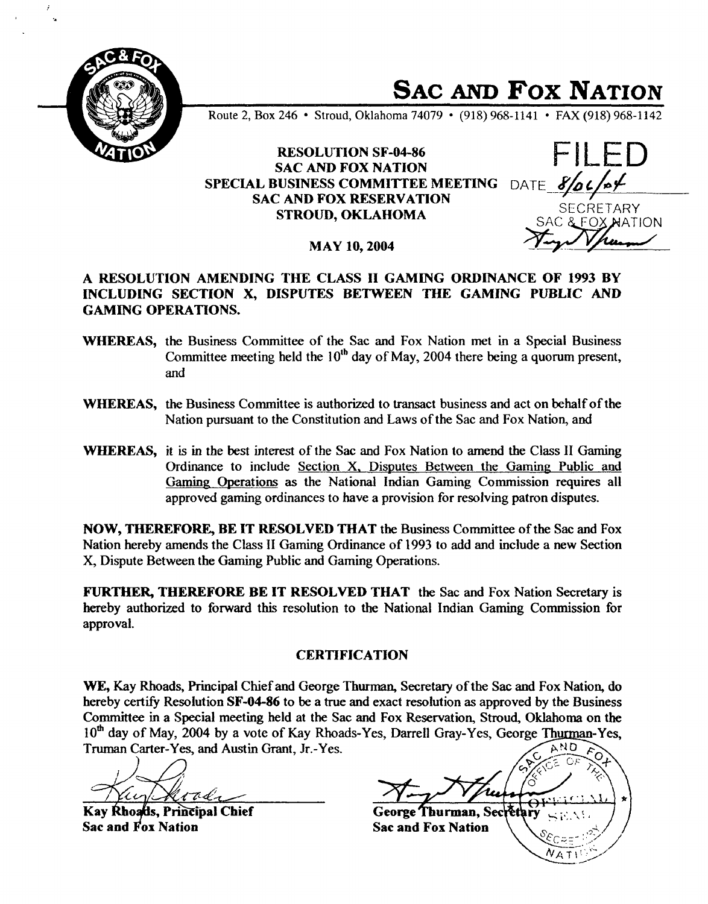# SAC AND FOX NATION

Route 2, Box 246 • Stroud, Oklahoma 74079 • (918) 968-1141 • FAX (918) 968-1142

**RESOLUTION SF-04-86**
**SAC AND FOX NATION**
**SPECIAL BUSINESS COMMITTEE MEETING**
**SAC AND FOX RESERVATION**
**STROUD, OKLAHOMA**

**MAY 10, 2004**

FILED
DATE 8/06/04
SECRETARY
SAC & FOX NATION

**A RESOLUTION AMENDING THE CLASS II GAMING ORDINANCE OF 1993 BY INCLUDING SECTION X, DISPUTES BETWEEN THE GAMING PUBLIC AND GAMING OPERATIONS.**

**WHEREAS,** the Business Committee of the Sac and Fox Nation met in a Special Business Committee meeting held the 10th day of May, 2004 there being a quorum present, and

**WHEREAS,** the Business Committee is authorized to transact business and act on behalf of the Nation pursuant to the Constitution and Laws of the Sac and Fox Nation, and

**WHEREAS,** it is in the best interest of the Sac and Fox Nation to amend the Class II Gaming Ordinance to include Section X, Disputes Between the Gaming Public and Gaming Operations as the National Indian Gaming Commission requires all approved gaming ordinances to have a provision for resolving patron disputes.

**NOW, THEREFORE, BE IT RESOLVED THAT** the Business Committee of the Sac and Fox Nation hereby amends the Class II Gaming Ordinance of 1993 to add and include a new Section X, Dispute Between the Gaming Public and Gaming Operations.

**FURTHER, THEREFORE BE IT RESOLVED THAT** the Sac and Fox Nation Secretary is hereby authorized to forward this resolution to the National Indian Gaming Commission for approval.

## CERTIFICATION

**WE,** Kay Rhoads, Principal Chief and George Thurman, Secretary of the Sac and Fox Nation, do hereby certify Resolution **SF-04-86** to be a true and exact resolution as approved by the Business Committee in a Special meeting held at the Sac and Fox Reservation, Stroud, Oklahoma on the 10th day of May, 2004 by a vote of Kay Rhoads-Yes, Darrell Gray-Yes, George Thurman-Yes, Truman Carter-Yes, and Austin Grant, Jr.-Yes.

**Kay Rhoads, Principal Chief**
**Sac and Fox Nation**

**George Thurman, Secretary**
**Sac and Fox Nation**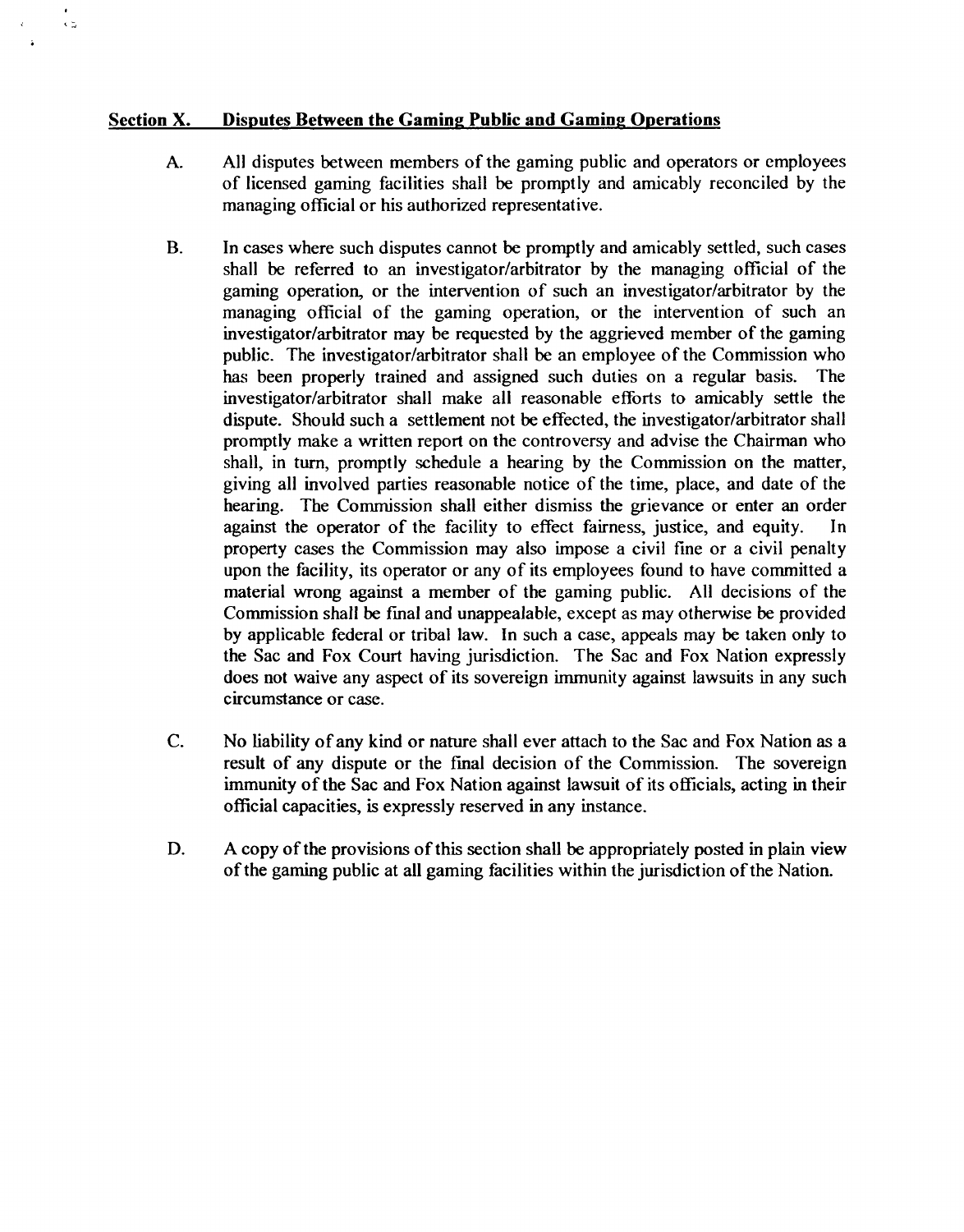**Section X. Disputes Between the Gaming Public and Gaming Operations**

A. All disputes between members of the gaming public and operators or employees of licensed gaming facilities shall be promptly and amicably reconciled by the managing official or his authorized representative.

B. In cases where such disputes cannot be promptly and amicably settled, such cases shall be referred to an investigator/arbitrator by the managing official of the gaming operation, or the intervention of such an investigator/arbitrator by the managing official of the gaming operation, or the intervention of such an investigator/arbitrator may be requested by the aggrieved member of the gaming public. The investigator/arbitrator shall be an employee of the Commission who has been properly trained and assigned such duties on a regular basis. The investigator/arbitrator shall make all reasonable efforts to amicably settle the dispute. Should such a settlement not be effected, the investigator/arbitrator shall promptly make a written report on the controversy and advise the Chairman who shall, in turn, promptly schedule a hearing by the Commission on the matter, giving all involved parties reasonable notice of the time, place, and date of the hearing. The Commission shall either dismiss the grievance or enter an order against the operator of the facility to effect fairness, justice, and equity. In property cases the Commission may also impose a civil fine or a civil penalty upon the facility, its operator or any of its employees found to have committed a material wrong against a member of the gaming public. All decisions of the Commission shall be final and unappealable, except as may otherwise be provided by applicable federal or tribal law. In such a case, appeals may be taken only to the Sac and Fox Court having jurisdiction. The Sac and Fox Nation expressly does not waive any aspect of its sovereign immunity against lawsuits in any such circumstance or case.

C. No liability of any kind or nature shall ever attach to the Sac and Fox Nation as a result of any dispute or the final decision of the Commission. The sovereign immunity of the Sac and Fox Nation against lawsuit of its officials, acting in their official capacities, is expressly reserved in any instance.

D. A copy of the provisions of this section shall be appropriately posted in plain view of the gaming public at all gaming facilities within the jurisdiction of the Nation.